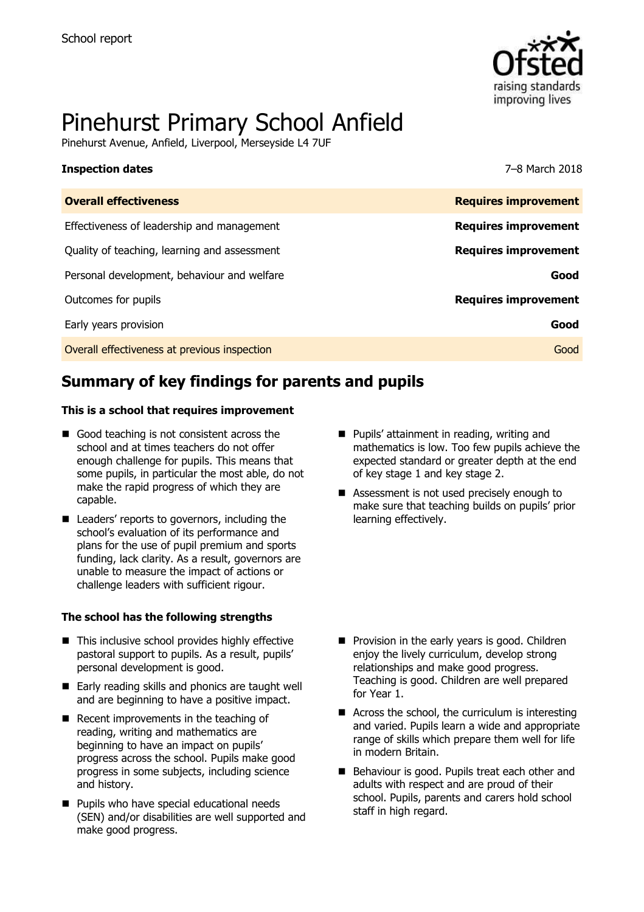School report

# Pinehurst Primary School Anfield

Pinehurst Avenue, Anfield, Liverpool, Merseyside L4 7UF

**Inspection dates** 7–8 March 2018

| **Overall effectiveness** | **Requires improvement** |
| --- | --- |
| Effectiveness of leadership and management | **Requires improvement** |
| Quality of teaching, learning and assessment | **Requires improvement** |
| Personal development, behaviour and welfare | **Good** |
| Outcomes for pupils | **Requires improvement** |
| Early years provision | **Good** |
| Overall effectiveness at previous inspection | Good |

## Summary of key findings for parents and pupils

**This is a school that requires improvement**

- Good teaching is not consistent across the school and at times teachers do not offer enough challenge for pupils. This means that some pupils, in particular the most able, do not make the rapid progress of which they are capable.
- Leaders' reports to governors, including the school's evaluation of its performance and plans for the use of pupil premium and sports funding, lack clarity. As a result, governors are unable to measure the impact of actions or challenge leaders with sufficient rigour.
- Pupils' attainment in reading, writing and mathematics is low. Too few pupils achieve the expected standard or greater depth at the end of key stage 1 and key stage 2.
- Assessment is not used precisely enough to make sure that teaching builds on pupils' prior learning effectively.

**The school has the following strengths**

- This inclusive school provides highly effective pastoral support to pupils. As a result, pupils' personal development is good.
- Early reading skills and phonics are taught well and are beginning to have a positive impact.
- Recent improvements in the teaching of reading, writing and mathematics are beginning to have an impact on pupils' progress across the school. Pupils make good progress in some subjects, including science and history.
- Pupils who have special educational needs (SEN) and/or disabilities are well supported and make good progress.
- Provision in the early years is good. Children enjoy the lively curriculum, develop strong relationships and make good progress. Teaching is good. Children are well prepared for Year 1.
- Across the school, the curriculum is interesting and varied. Pupils learn a wide and appropriate range of skills which prepare them well for life in modern Britain.
- Behaviour is good. Pupils treat each other and adults with respect and are proud of their school. Pupils, parents and carers hold school staff in high regard.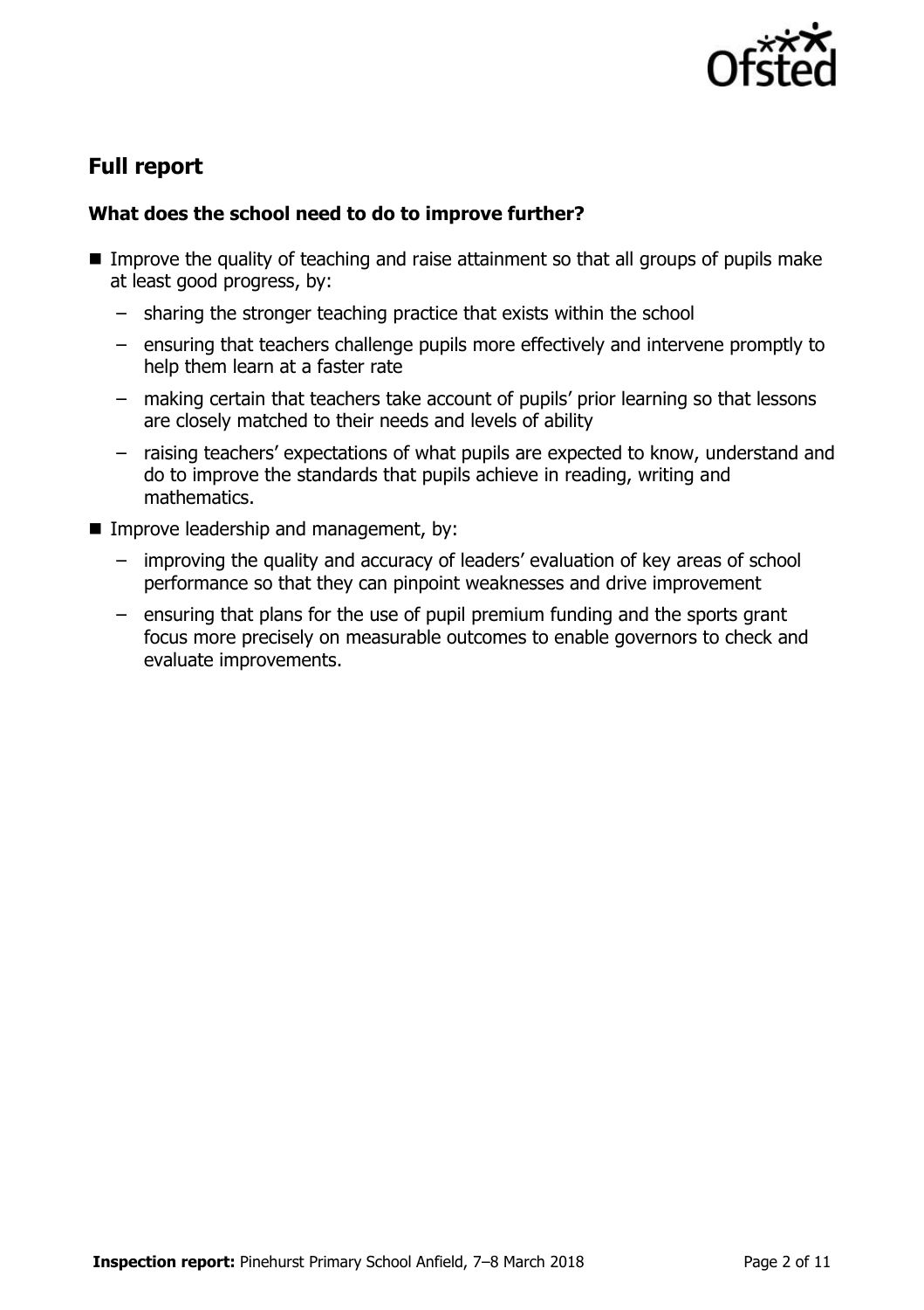## Full report

### What does the school need to do to improve further?

- Improve the quality of teaching and raise attainment so that all groups of pupils make at least good progress, by:
  - sharing the stronger teaching practice that exists within the school
  - ensuring that teachers challenge pupils more effectively and intervene promptly to help them learn at a faster rate
  - making certain that teachers take account of pupils' prior learning so that lessons are closely matched to their needs and levels of ability
  - raising teachers' expectations of what pupils are expected to know, understand and do to improve the standards that pupils achieve in reading, writing and mathematics.
- Improve leadership and management, by:
  - improving the quality and accuracy of leaders' evaluation of key areas of school performance so that they can pinpoint weaknesses and drive improvement
  - ensuring that plans for the use of pupil premium funding and the sports grant focus more precisely on measurable outcomes to enable governors to check and evaluate improvements.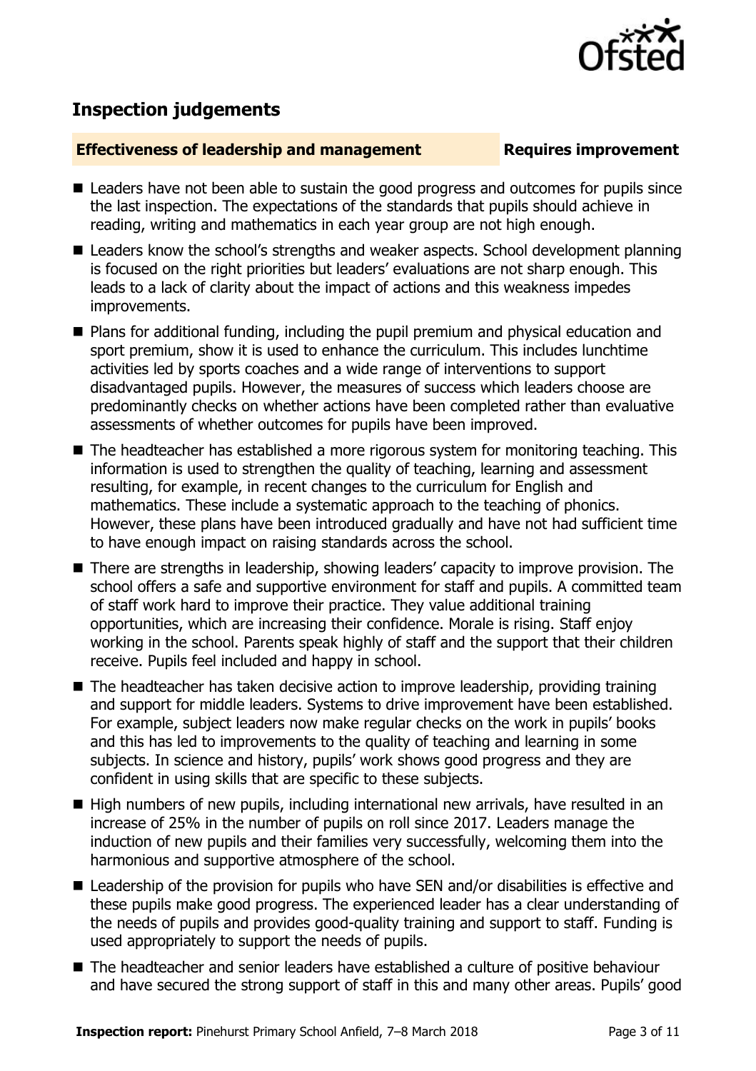## Inspection judgements

**Effectiveness of leadership and management** **Requires improvement**

- Leaders have not been able to sustain the good progress and outcomes for pupils since the last inspection. The expectations of the standards that pupils should achieve in reading, writing and mathematics in each year group are not high enough.
- Leaders know the school's strengths and weaker aspects. School development planning is focused on the right priorities but leaders' evaluations are not sharp enough. This leads to a lack of clarity about the impact of actions and this weakness impedes improvements.
- Plans for additional funding, including the pupil premium and physical education and sport premium, show it is used to enhance the curriculum. This includes lunchtime activities led by sports coaches and a wide range of interventions to support disadvantaged pupils. However, the measures of success which leaders choose are predominantly checks on whether actions have been completed rather than evaluative assessments of whether outcomes for pupils have been improved.
- The headteacher has established a more rigorous system for monitoring teaching. This information is used to strengthen the quality of teaching, learning and assessment resulting, for example, in recent changes to the curriculum for English and mathematics. These include a systematic approach to the teaching of phonics. However, these plans have been introduced gradually and have not had sufficient time to have enough impact on raising standards across the school.
- There are strengths in leadership, showing leaders' capacity to improve provision. The school offers a safe and supportive environment for staff and pupils. A committed team of staff work hard to improve their practice. They value additional training opportunities, which are increasing their confidence. Morale is rising. Staff enjoy working in the school. Parents speak highly of staff and the support that their children receive. Pupils feel included and happy in school.
- The headteacher has taken decisive action to improve leadership, providing training and support for middle leaders. Systems to drive improvement have been established. For example, subject leaders now make regular checks on the work in pupils' books and this has led to improvements to the quality of teaching and learning in some subjects. In science and history, pupils' work shows good progress and they are confident in using skills that are specific to these subjects.
- High numbers of new pupils, including international new arrivals, have resulted in an increase of 25% in the number of pupils on roll since 2017. Leaders manage the induction of new pupils and their families very successfully, welcoming them into the harmonious and supportive atmosphere of the school.
- Leadership of the provision for pupils who have SEN and/or disabilities is effective and these pupils make good progress. The experienced leader has a clear understanding of the needs of pupils and provides good-quality training and support to staff. Funding is used appropriately to support the needs of pupils.
- The headteacher and senior leaders have established a culture of positive behaviour and have secured the strong support of staff in this and many other areas. Pupils' good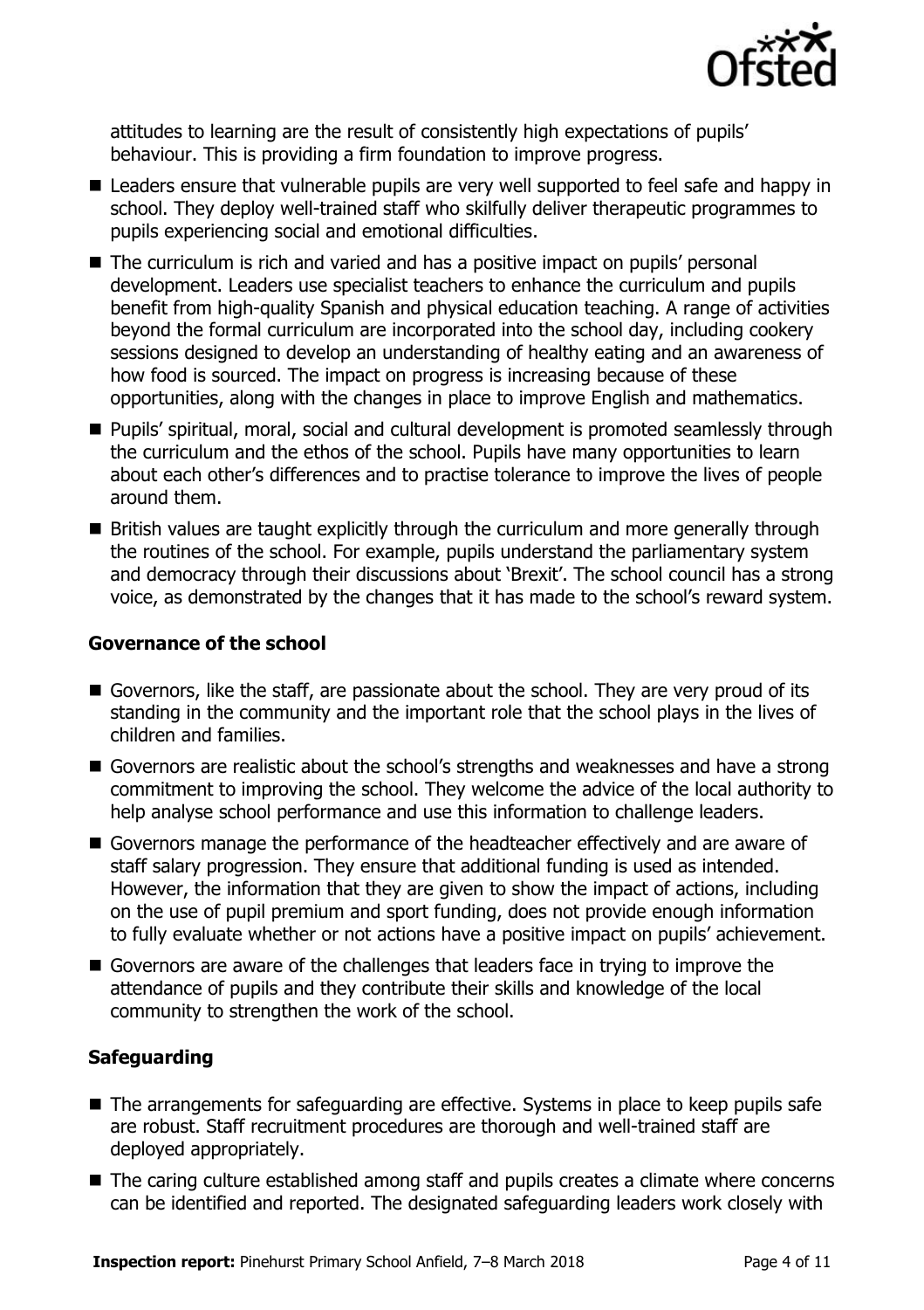attitudes to learning are the result of consistently high expectations of pupils' behaviour. This is providing a firm foundation to improve progress.

- Leaders ensure that vulnerable pupils are very well supported to feel safe and happy in school. They deploy well-trained staff who skilfully deliver therapeutic programmes to pupils experiencing social and emotional difficulties.
- The curriculum is rich and varied and has a positive impact on pupils' personal development. Leaders use specialist teachers to enhance the curriculum and pupils benefit from high-quality Spanish and physical education teaching. A range of activities beyond the formal curriculum are incorporated into the school day, including cookery sessions designed to develop an understanding of healthy eating and an awareness of how food is sourced. The impact on progress is increasing because of these opportunities, along with the changes in place to improve English and mathematics.
- Pupils' spiritual, moral, social and cultural development is promoted seamlessly through the curriculum and the ethos of the school. Pupils have many opportunities to learn about each other's differences and to practise tolerance to improve the lives of people around them.
- British values are taught explicitly through the curriculum and more generally through the routines of the school. For example, pupils understand the parliamentary system and democracy through their discussions about 'Brexit'. The school council has a strong voice, as demonstrated by the changes that it has made to the school's reward system.

### Governance of the school

- Governors, like the staff, are passionate about the school. They are very proud of its standing in the community and the important role that the school plays in the lives of children and families.
- Governors are realistic about the school's strengths and weaknesses and have a strong commitment to improving the school. They welcome the advice of the local authority to help analyse school performance and use this information to challenge leaders.
- Governors manage the performance of the headteacher effectively and are aware of staff salary progression. They ensure that additional funding is used as intended. However, the information that they are given to show the impact of actions, including on the use of pupil premium and sport funding, does not provide enough information to fully evaluate whether or not actions have a positive impact on pupils' achievement.
- Governors are aware of the challenges that leaders face in trying to improve the attendance of pupils and they contribute their skills and knowledge of the local community to strengthen the work of the school.

### Safeguarding

- The arrangements for safeguarding are effective. Systems in place to keep pupils safe are robust. Staff recruitment procedures are thorough and well-trained staff are deployed appropriately.
- The caring culture established among staff and pupils creates a climate where concerns can be identified and reported. The designated safeguarding leaders work closely with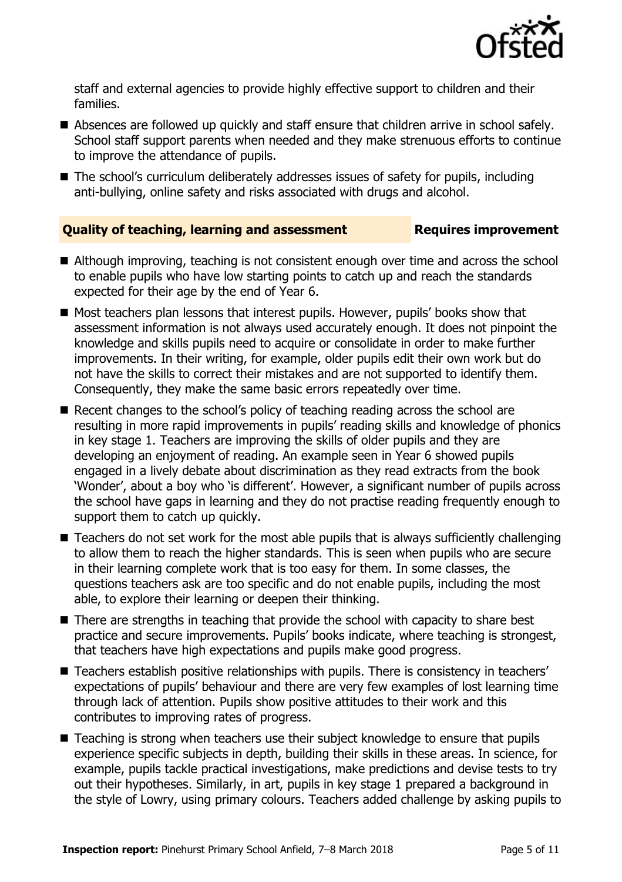staff and external agencies to provide highly effective support to children and their families.

- Absences are followed up quickly and staff ensure that children arrive in school safely. School staff support parents when needed and they make strenuous efforts to continue to improve the attendance of pupils.
- The school's curriculum deliberately addresses issues of safety for pupils, including anti-bullying, online safety and risks associated with drugs and alcohol.

## Quality of teaching, learning and assessment — Requires improvement

- Although improving, teaching is not consistent enough over time and across the school to enable pupils who have low starting points to catch up and reach the standards expected for their age by the end of Year 6.
- Most teachers plan lessons that interest pupils. However, pupils' books show that assessment information is not always used accurately enough. It does not pinpoint the knowledge and skills pupils need to acquire or consolidate in order to make further improvements. In their writing, for example, older pupils edit their own work but do not have the skills to correct their mistakes and are not supported to identify them. Consequently, they make the same basic errors repeatedly over time.
- Recent changes to the school's policy of teaching reading across the school are resulting in more rapid improvements in pupils' reading skills and knowledge of phonics in key stage 1. Teachers are improving the skills of older pupils and they are developing an enjoyment of reading. An example seen in Year 6 showed pupils engaged in a lively debate about discrimination as they read extracts from the book 'Wonder', about a boy who 'is different'. However, a significant number of pupils across the school have gaps in learning and they do not practise reading frequently enough to support them to catch up quickly.
- Teachers do not set work for the most able pupils that is always sufficiently challenging to allow them to reach the higher standards. This is seen when pupils who are secure in their learning complete work that is too easy for them. In some classes, the questions teachers ask are too specific and do not enable pupils, including the most able, to explore their learning or deepen their thinking.
- There are strengths in teaching that provide the school with capacity to share best practice and secure improvements. Pupils' books indicate, where teaching is strongest, that teachers have high expectations and pupils make good progress.
- Teachers establish positive relationships with pupils. There is consistency in teachers' expectations of pupils' behaviour and there are very few examples of lost learning time through lack of attention. Pupils show positive attitudes to their work and this contributes to improving rates of progress.
- Teaching is strong when teachers use their subject knowledge to ensure that pupils experience specific subjects in depth, building their skills in these areas. In science, for example, pupils tackle practical investigations, make predictions and devise tests to try out their hypotheses. Similarly, in art, pupils in key stage 1 prepared a background in the style of Lowry, using primary colours. Teachers added challenge by asking pupils to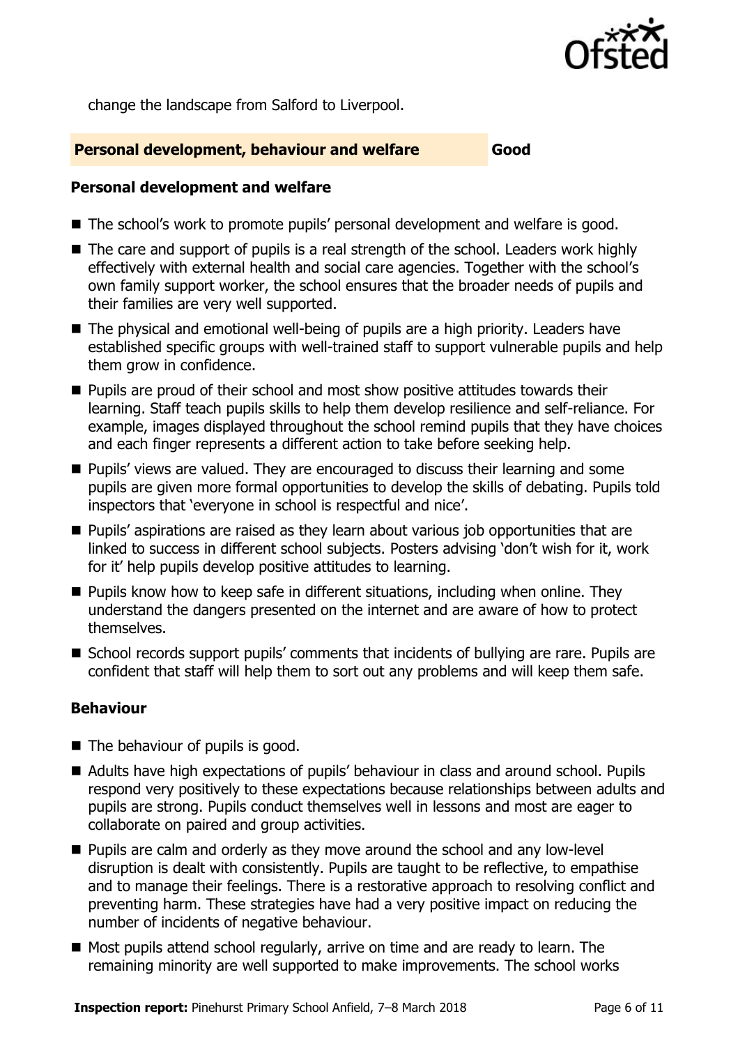change the landscape from Salford to Liverpool.

## Personal development, behaviour and welfare — Good

### Personal development and welfare

- The school's work to promote pupils' personal development and welfare is good.
- The care and support of pupils is a real strength of the school. Leaders work highly effectively with external health and social care agencies. Together with the school's own family support worker, the school ensures that the broader needs of pupils and their families are very well supported.
- The physical and emotional well-being of pupils are a high priority. Leaders have established specific groups with well-trained staff to support vulnerable pupils and help them grow in confidence.
- Pupils are proud of their school and most show positive attitudes towards their learning. Staff teach pupils skills to help them develop resilience and self-reliance. For example, images displayed throughout the school remind pupils that they have choices and each finger represents a different action to take before seeking help.
- Pupils' views are valued. They are encouraged to discuss their learning and some pupils are given more formal opportunities to develop the skills of debating. Pupils told inspectors that 'everyone in school is respectful and nice'.
- Pupils' aspirations are raised as they learn about various job opportunities that are linked to success in different school subjects. Posters advising 'don't wish for it, work for it' help pupils develop positive attitudes to learning.
- Pupils know how to keep safe in different situations, including when online. They understand the dangers presented on the internet and are aware of how to protect themselves.
- School records support pupils' comments that incidents of bullying are rare. Pupils are confident that staff will help them to sort out any problems and will keep them safe.

### Behaviour

- The behaviour of pupils is good.
- Adults have high expectations of pupils' behaviour in class and around school. Pupils respond very positively to these expectations because relationships between adults and pupils are strong. Pupils conduct themselves well in lessons and most are eager to collaborate on paired and group activities.
- Pupils are calm and orderly as they move around the school and any low-level disruption is dealt with consistently. Pupils are taught to be reflective, to empathise and to manage their feelings. There is a restorative approach to resolving conflict and preventing harm. These strategies have had a very positive impact on reducing the number of incidents of negative behaviour.
- Most pupils attend school regularly, arrive on time and are ready to learn. The remaining minority are well supported to make improvements. The school works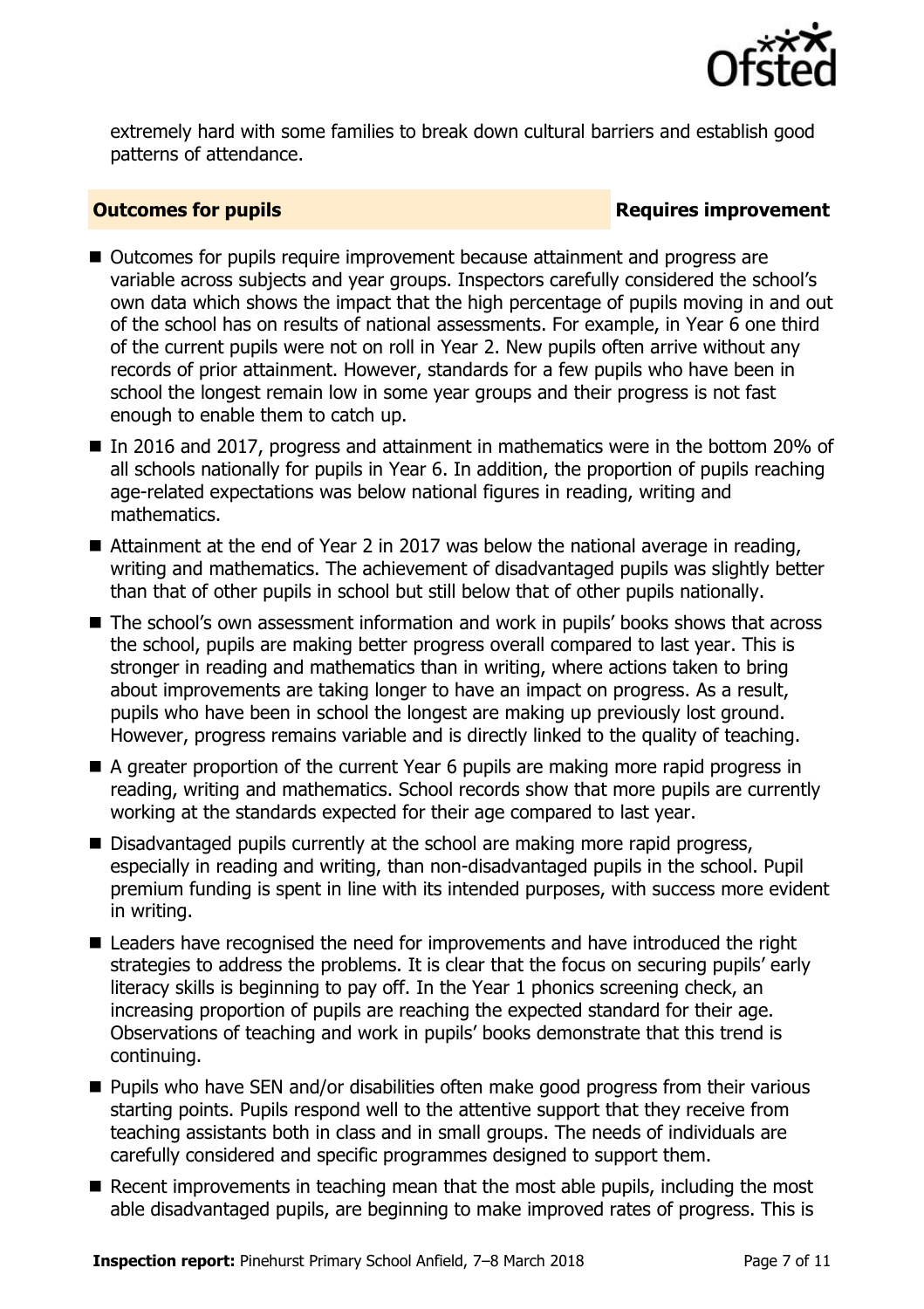extremely hard with some families to break down cultural barriers and establish good patterns of attendance.

## Outcomes for pupils — Requires improvement

- Outcomes for pupils require improvement because attainment and progress are variable across subjects and year groups. Inspectors carefully considered the school's own data which shows the impact that the high percentage of pupils moving in and out of the school has on results of national assessments. For example, in Year 6 one third of the current pupils were not on roll in Year 2. New pupils often arrive without any records of prior attainment. However, standards for a few pupils who have been in school the longest remain low in some year groups and their progress is not fast enough to enable them to catch up.
- In 2016 and 2017, progress and attainment in mathematics were in the bottom 20% of all schools nationally for pupils in Year 6. In addition, the proportion of pupils reaching age-related expectations was below national figures in reading, writing and mathematics.
- Attainment at the end of Year 2 in 2017 was below the national average in reading, writing and mathematics. The achievement of disadvantaged pupils was slightly better than that of other pupils in school but still below that of other pupils nationally.
- The school's own assessment information and work in pupils' books shows that across the school, pupils are making better progress overall compared to last year. This is stronger in reading and mathematics than in writing, where actions taken to bring about improvements are taking longer to have an impact on progress. As a result, pupils who have been in school the longest are making up previously lost ground. However, progress remains variable and is directly linked to the quality of teaching.
- A greater proportion of the current Year 6 pupils are making more rapid progress in reading, writing and mathematics. School records show that more pupils are currently working at the standards expected for their age compared to last year.
- Disadvantaged pupils currently at the school are making more rapid progress, especially in reading and writing, than non-disadvantaged pupils in the school. Pupil premium funding is spent in line with its intended purposes, with success more evident in writing.
- Leaders have recognised the need for improvements and have introduced the right strategies to address the problems. It is clear that the focus on securing pupils' early literacy skills is beginning to pay off. In the Year 1 phonics screening check, an increasing proportion of pupils are reaching the expected standard for their age. Observations of teaching and work in pupils' books demonstrate that this trend is continuing.
- Pupils who have SEN and/or disabilities often make good progress from their various starting points. Pupils respond well to the attentive support that they receive from teaching assistants both in class and in small groups. The needs of individuals are carefully considered and specific programmes designed to support them.
- Recent improvements in teaching mean that the most able pupils, including the most able disadvantaged pupils, are beginning to make improved rates of progress. This is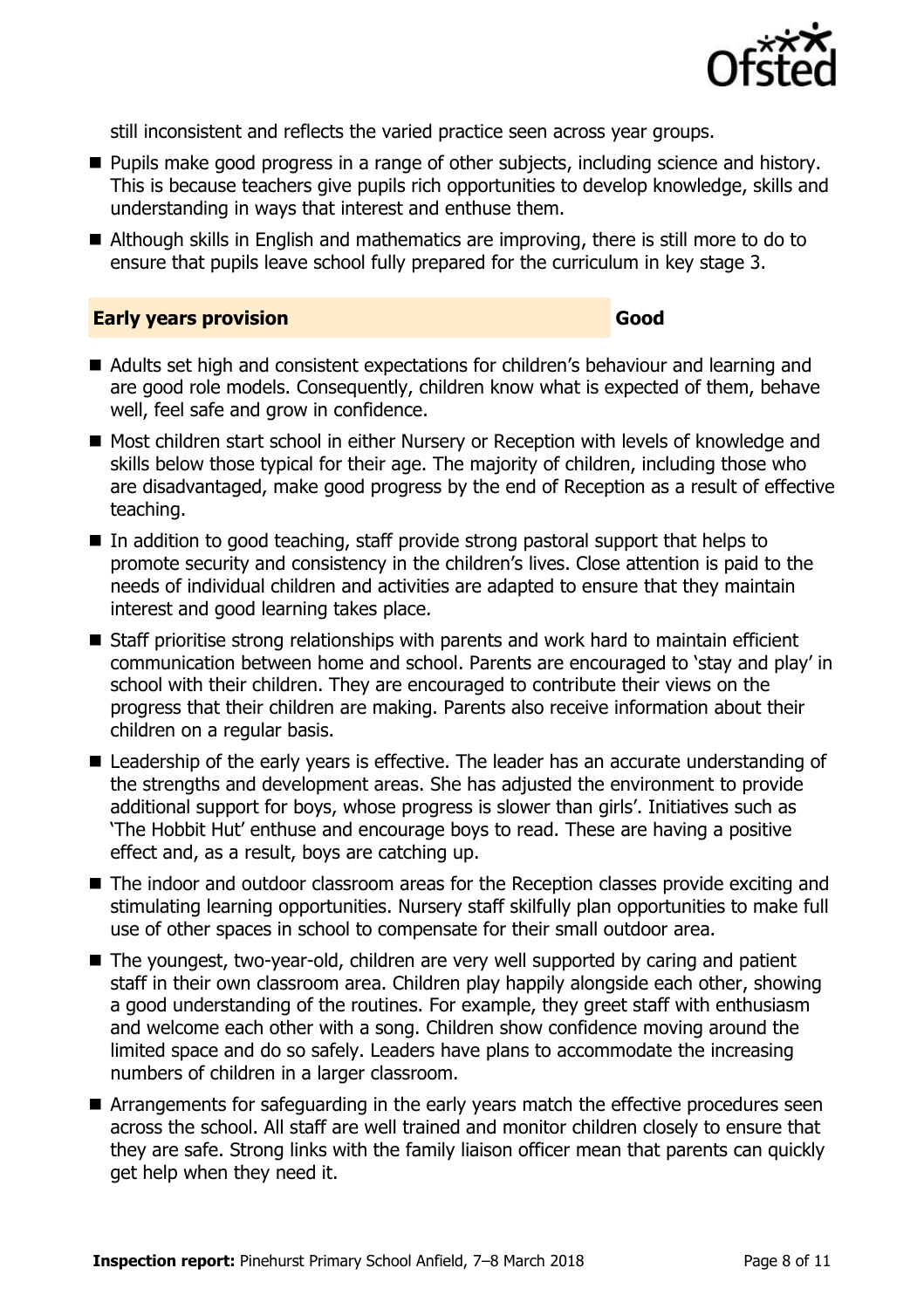still inconsistent and reflects the varied practice seen across year groups.

- Pupils make good progress in a range of other subjects, including science and history. This is because teachers give pupils rich opportunities to develop knowledge, skills and understanding in ways that interest and enthuse them.
- Although skills in English and mathematics are improving, there is still more to do to ensure that pupils leave school fully prepared for the curriculum in key stage 3.

## Early years provision — Good

- Adults set high and consistent expectations for children's behaviour and learning and are good role models. Consequently, children know what is expected of them, behave well, feel safe and grow in confidence.
- Most children start school in either Nursery or Reception with levels of knowledge and skills below those typical for their age. The majority of children, including those who are disadvantaged, make good progress by the end of Reception as a result of effective teaching.
- In addition to good teaching, staff provide strong pastoral support that helps to promote security and consistency in the children's lives. Close attention is paid to the needs of individual children and activities are adapted to ensure that they maintain interest and good learning takes place.
- Staff prioritise strong relationships with parents and work hard to maintain efficient communication between home and school. Parents are encouraged to 'stay and play' in school with their children. They are encouraged to contribute their views on the progress that their children are making. Parents also receive information about their children on a regular basis.
- Leadership of the early years is effective. The leader has an accurate understanding of the strengths and development areas. She has adjusted the environment to provide additional support for boys, whose progress is slower than girls'. Initiatives such as 'The Hobbit Hut' enthuse and encourage boys to read. These are having a positive effect and, as a result, boys are catching up.
- The indoor and outdoor classroom areas for the Reception classes provide exciting and stimulating learning opportunities. Nursery staff skilfully plan opportunities to make full use of other spaces in school to compensate for their small outdoor area.
- The youngest, two-year-old, children are very well supported by caring and patient staff in their own classroom area. Children play happily alongside each other, showing a good understanding of the routines. For example, they greet staff with enthusiasm and welcome each other with a song. Children show confidence moving around the limited space and do so safely. Leaders have plans to accommodate the increasing numbers of children in a larger classroom.
- Arrangements for safeguarding in the early years match the effective procedures seen across the school. All staff are well trained and monitor children closely to ensure that they are safe. Strong links with the family liaison officer mean that parents can quickly get help when they need it.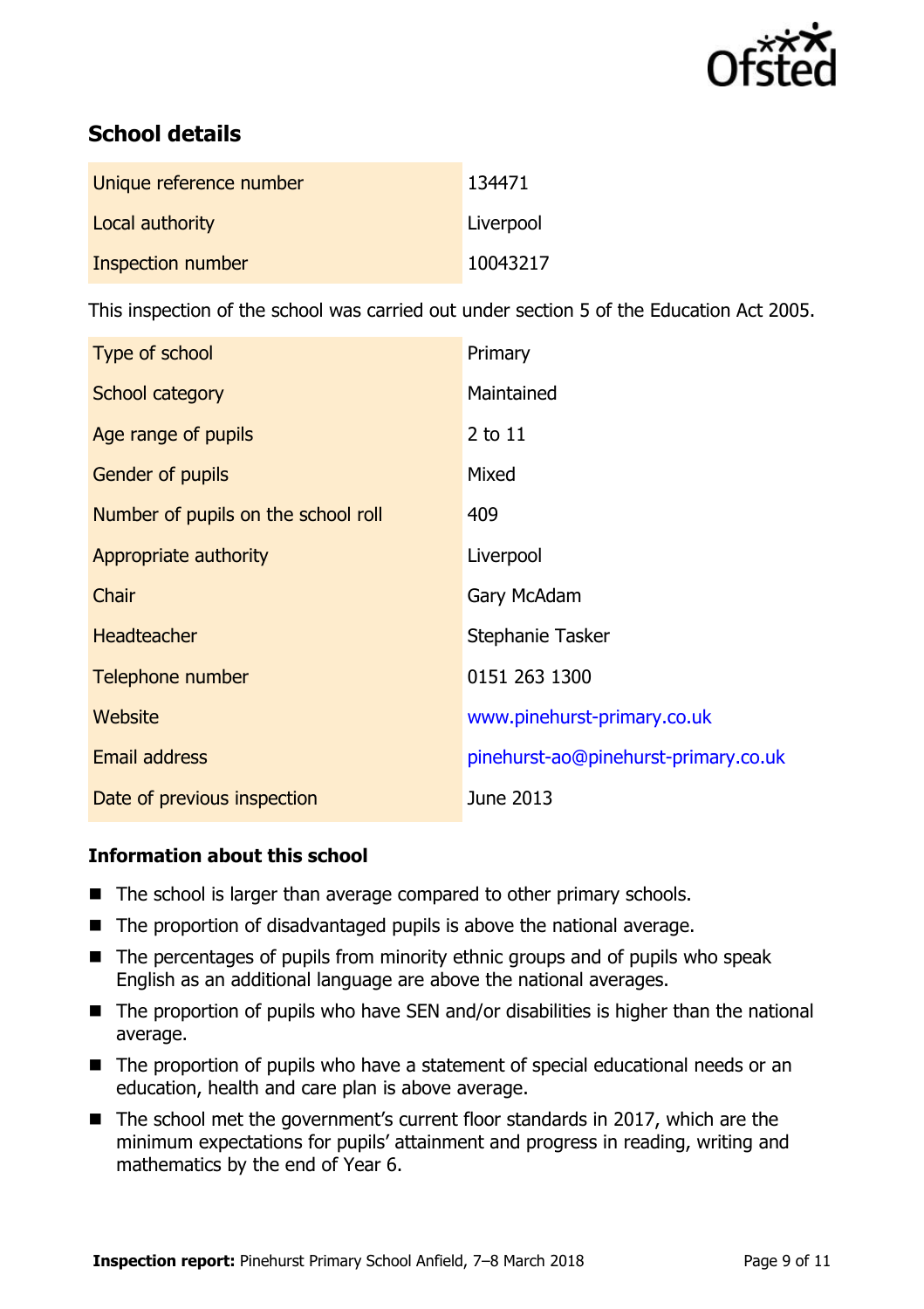## School details

| | |
|---|---|
| Unique reference number | 134471 |
| Local authority | Liverpool |
| Inspection number | 10043217 |

This inspection of the school was carried out under section 5 of the Education Act 2005.

| | |
|---|---|
| Type of school | Primary |
| School category | Maintained |
| Age range of pupils | 2 to 11 |
| Gender of pupils | Mixed |
| Number of pupils on the school roll | 409 |
| Appropriate authority | Liverpool |
| Chair | Gary McAdam |
| Headteacher | Stephanie Tasker |
| Telephone number | 0151 263 1300 |
| Website | www.pinehurst-primary.co.uk |
| Email address | pinehurst-ao@pinehurst-primary.co.uk |
| Date of previous inspection | June 2013 |

### Information about this school

- The school is larger than average compared to other primary schools.
- The proportion of disadvantaged pupils is above the national average.
- The percentages of pupils from minority ethnic groups and of pupils who speak English as an additional language are above the national averages.
- The proportion of pupils who have SEN and/or disabilities is higher than the national average.
- The proportion of pupils who have a statement of special educational needs or an education, health and care plan is above average.
- The school met the government's current floor standards in 2017, which are the minimum expectations for pupils' attainment and progress in reading, writing and mathematics by the end of Year 6.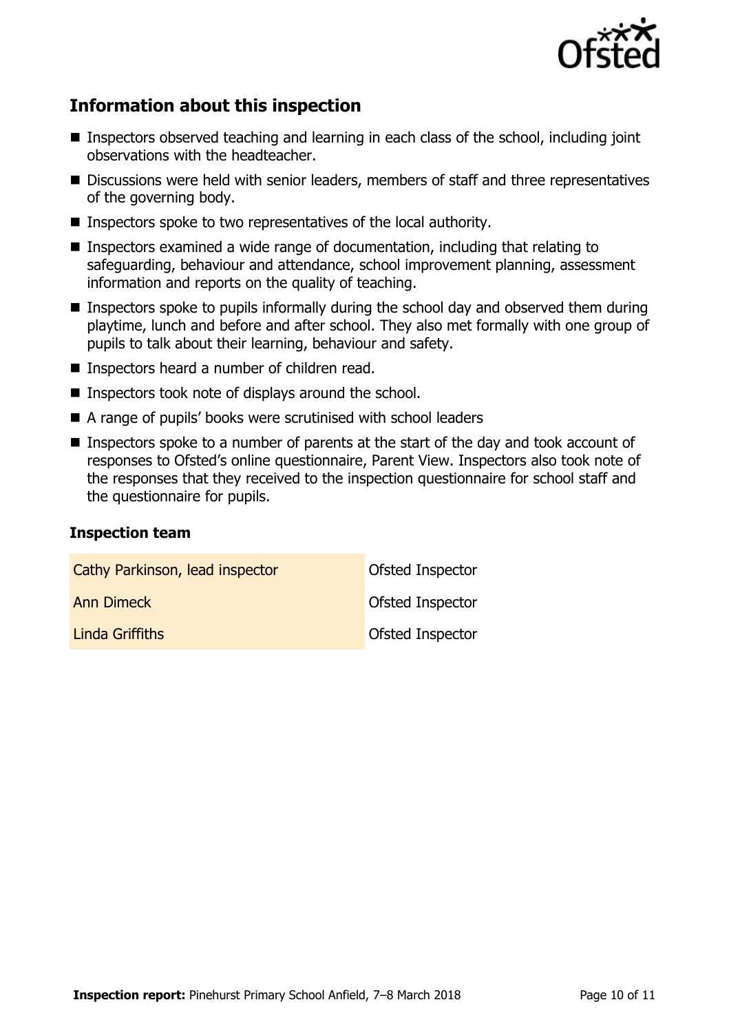## Information about this inspection

- Inspectors observed teaching and learning in each class of the school, including joint observations with the headteacher.
- Discussions were held with senior leaders, members of staff and three representatives of the governing body.
- Inspectors spoke to two representatives of the local authority.
- Inspectors examined a wide range of documentation, including that relating to safeguarding, behaviour and attendance, school improvement planning, assessment information and reports on the quality of teaching.
- Inspectors spoke to pupils informally during the school day and observed them during playtime, lunch and before and after school. They also met formally with one group of pupils to talk about their learning, behaviour and safety.
- Inspectors heard a number of children read.
- Inspectors took note of displays around the school.
- A range of pupils' books were scrutinised with school leaders
- Inspectors spoke to a number of parents at the start of the day and took account of responses to Ofsted's online questionnaire, Parent View. Inspectors also took note of the responses that they received to the inspection questionnaire for school staff and the questionnaire for pupils.

### Inspection team

| | |
|---|---|
| Cathy Parkinson, lead inspector | Ofsted Inspector |
| Ann Dimeck | Ofsted Inspector |
| Linda Griffiths | Ofsted Inspector |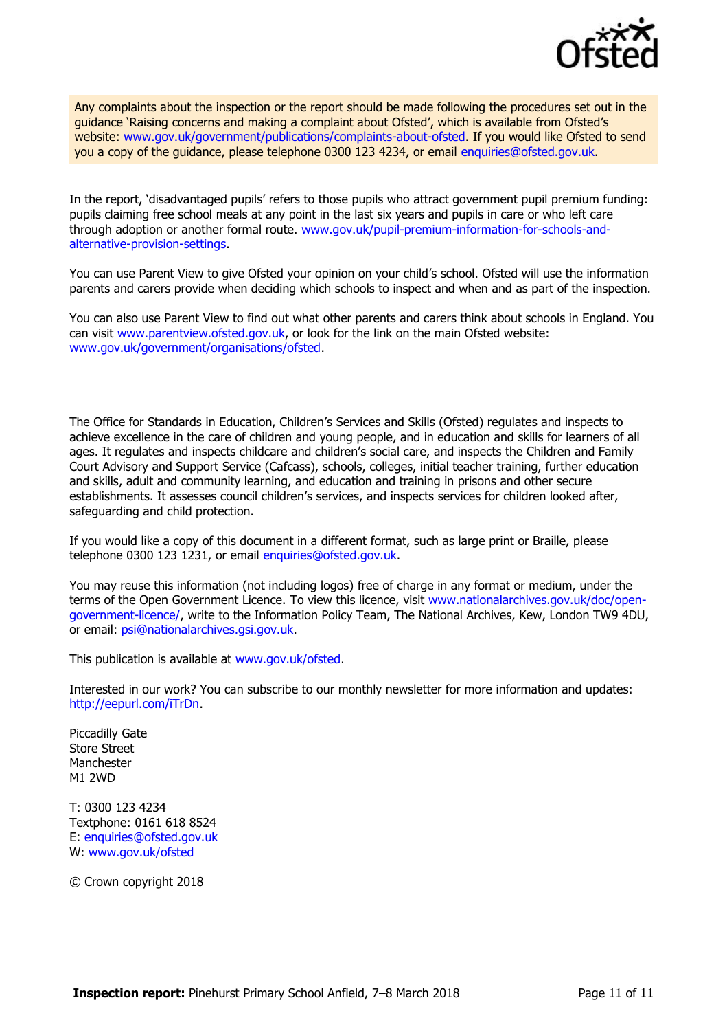Any complaints about the inspection or the report should be made following the procedures set out in the guidance 'Raising concerns and making a complaint about Ofsted', which is available from Ofsted's website: www.gov.uk/government/publications/complaints-about-ofsted. If you would like Ofsted to send you a copy of the guidance, please telephone 0300 123 4234, or email enquiries@ofsted.gov.uk.

In the report, 'disadvantaged pupils' refers to those pupils who attract government pupil premium funding: pupils claiming free school meals at any point in the last six years and pupils in care or who left care through adoption or another formal route. www.gov.uk/pupil-premium-information-for-schools-and-alternative-provision-settings.

You can use Parent View to give Ofsted your opinion on your child's school. Ofsted will use the information parents and carers provide when deciding which schools to inspect and when and as part of the inspection.

You can also use Parent View to find out what other parents and carers think about schools in England. You can visit www.parentview.ofsted.gov.uk, or look for the link on the main Ofsted website: www.gov.uk/government/organisations/ofsted.

The Office for Standards in Education, Children's Services and Skills (Ofsted) regulates and inspects to achieve excellence in the care of children and young people, and in education and skills for learners of all ages. It regulates and inspects childcare and children's social care, and inspects the Children and Family Court Advisory and Support Service (Cafcass), schools, colleges, initial teacher training, further education and skills, adult and community learning, and education and training in prisons and other secure establishments. It assesses council children's services, and inspects services for children looked after, safeguarding and child protection.

If you would like a copy of this document in a different format, such as large print or Braille, please telephone 0300 123 1231, or email enquiries@ofsted.gov.uk.

You may reuse this information (not including logos) free of charge in any format or medium, under the terms of the Open Government Licence. To view this licence, visit www.nationalarchives.gov.uk/doc/open-government-licence/, write to the Information Policy Team, The National Archives, Kew, London TW9 4DU, or email: psi@nationalarchives.gsi.gov.uk.

This publication is available at www.gov.uk/ofsted.

Interested in our work? You can subscribe to our monthly newsletter for more information and updates: http://eepurl.com/iTrDn.

Piccadilly Gate
Store Street
Manchester
M1 2WD

T: 0300 123 4234
Textphone: 0161 618 8524
E: enquiries@ofsted.gov.uk
W: www.gov.uk/ofsted

© Crown copyright 2018